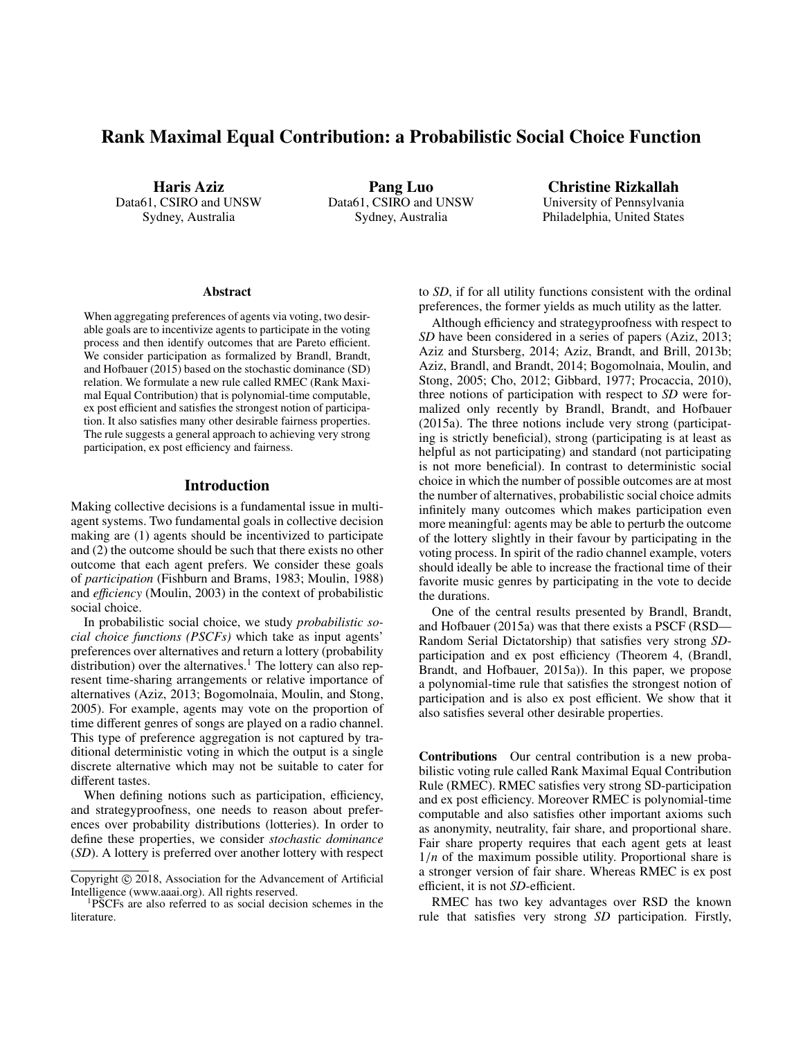# Rank Maximal Equal Contribution: a Probabilistic Social Choice Function

**Haris Aziz**
Data61, CSIRO and UNSW
Sydney, Australia

**Pang Luo**
Data61, CSIRO and UNSW
Sydney, Australia

**Christine Rizkallah**
University of Pennsylvania
Philadelphia, United States

### Abstract

When aggregating preferences of agents via voting, two desirable goals are to incentivize agents to participate in the voting process and then identify outcomes that are Pareto efficient. We consider participation as formalized by Brandl, Brandt, and Hofbauer (2015) based on the stochastic dominance (SD) relation. We formulate a new rule called RMEC (Rank Maximal Equal Contribution) that is polynomial-time computable, ex post efficient and satisfies the strongest notion of participation. It also satisfies many other desirable fairness properties. The rule suggests a general approach to achieving very strong participation, ex post efficiency and fairness.

## Introduction

Making collective decisions is a fundamental issue in multiagent systems. Two fundamental goals in collective decision making are (1) agents should be incentivized to participate and (2) the outcome should be such that there exists no other outcome that each agent prefers. We consider these goals of *participation* (Fishburn and Brams, 1983; Moulin, 1988) and *efficiency* (Moulin, 2003) in the context of probabilistic social choice.

In probabilistic social choice, we study *probabilistic social choice functions (PSCFs)* which take as input agents' preferences over alternatives and return a lottery (probability distribution) over the alternatives.[1] The lottery can also represent time-sharing arrangements or relative importance of alternatives (Aziz, 2013; Bogomolnaia, Moulin, and Stong, 2005). For example, agents may vote on the proportion of time different genres of songs are played on a radio channel. This type of preference aggregation is not captured by traditional deterministic voting in which the output is a single discrete alternative which may not be suitable to cater for different tastes.

When defining notions such as participation, efficiency, and strategyproofness, one needs to reason about preferences over probability distributions (lotteries). In order to define these properties, we consider *stochastic dominance* (*SD*). A lottery is preferred over another lottery with respect to *SD*, if for all utility functions consistent with the ordinal preferences, the former yields as much utility as the latter.

Although efficiency and strategyproofness with respect to *SD* have been considered in a series of papers (Aziz, 2013; Aziz and Stursberg, 2014; Aziz, Brandt, and Brill, 2013b; Aziz, Brandl, and Brandt, 2014; Bogomolnaia, Moulin, and Stong, 2005; Cho, 2012; Gibbard, 1977; Procaccia, 2010), three notions of participation with respect to *SD* were formalized only recently by Brandl, Brandt, and Hofbauer (2015a). The three notions include very strong (participating is strictly beneficial), strong (participating is at least as helpful as not participating) and standard (not participating is not more beneficial). In contrast to deterministic social choice in which the number of possible outcomes are at most the number of alternatives, probabilistic social choice admits infinitely many outcomes which makes participation even more meaningful: agents may be able to perturb the outcome of the lottery slightly in their favour by participating in the voting process. In spirit of the radio channel example, voters should ideally be able to increase the fractional time of their favorite music genres by participating in the vote to decide the durations.

One of the central results presented by Brandl, Brandt, and Hofbauer (2015a) was that there exists a PSCF (RSD—Random Serial Dictatorship) that satisfies very strong *SD*-participation and ex post efficiency (Theorem 4, (Brandl, Brandt, and Hofbauer, 2015a)). In this paper, we propose a polynomial-time rule that satisfies the strongest notion of participation and is also ex post efficient. We show that it also satisfies several other desirable properties.

**Contributions** Our central contribution is a new probabilistic voting rule called Rank Maximal Equal Contribution Rule (RMEC). RMEC satisfies very strong SD-participation and ex post efficiency. Moreover RMEC is polynomial-time computable and also satisfies other important axioms such as anonymity, neutrality, fair share, and proportional share. Fair share property requires that each agent gets at least $1/n$ of the maximum possible utility. Proportional share is a stronger version of fair share. Whereas RMEC is ex post efficient, it is not *SD*-efficient.

RMEC has two key advantages over RSD the known rule that satisfies very strong *SD* participation. Firstly,

---

Copyright © 2018, Association for the Advancement of Artificial Intelligence (www.aaai.org). All rights reserved.

[1] PSCFs are also referred to as social decision schemes in the literature.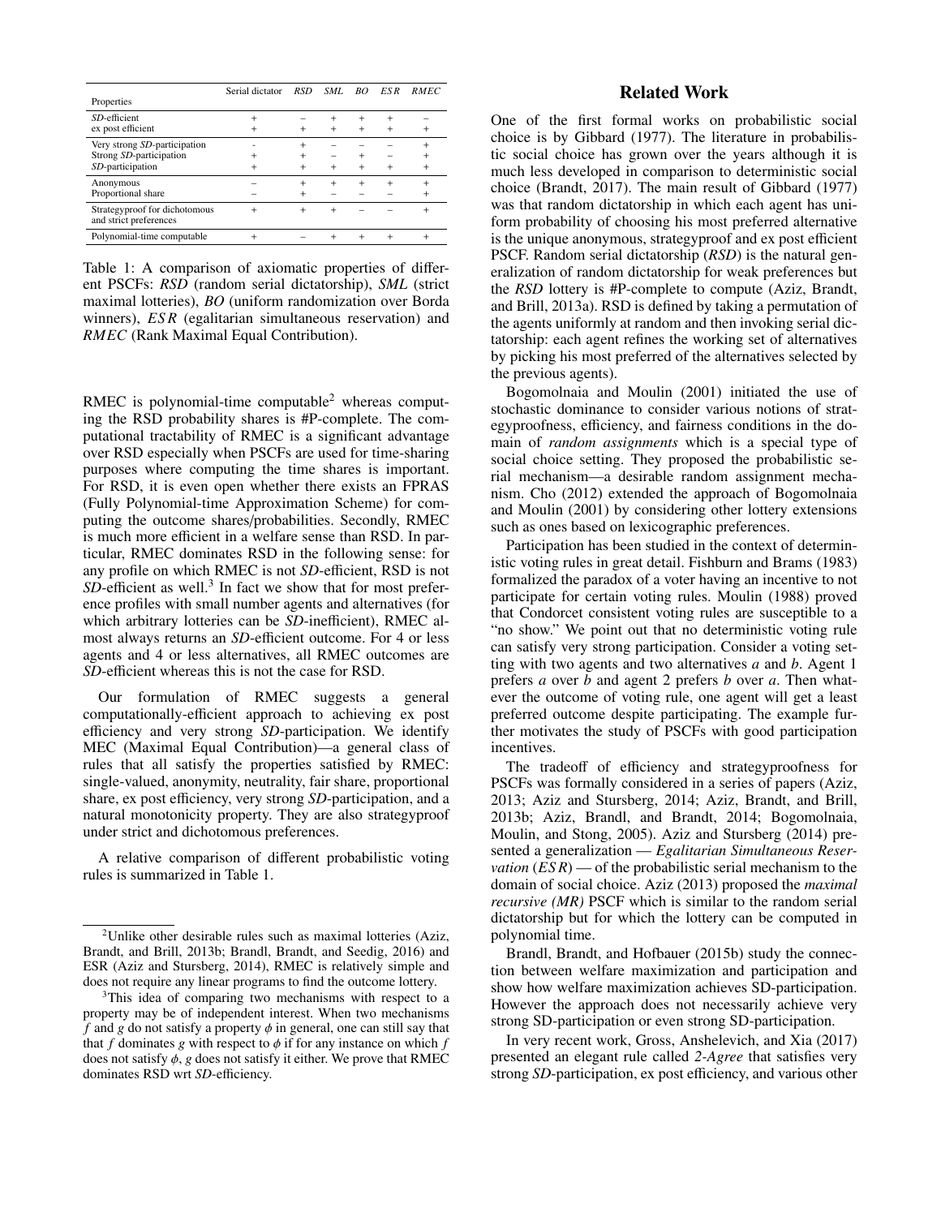| Properties | Serial dictator | *RSD* | *SML* | *BO* | *ESR* | *RMEC* |
|---|---|---|---|---|---|---|
| *SD*-efficient | + | – | + | + | + | – |
| ex post efficient | + | + | + | + | + | + |
| Very strong *SD*-participation | - | + | – | – | – | + |
| Strong *SD*-participation | + | + | – | + | – | + |
| *SD*-participation | + | + | + | + | + | + |
| Anonymous | – | + | + | + | + | + |
| Proportional share | – | + | – | – | – | + |
| Strategyproof for dichotomous and strict preferences | + | + | + | – | – | + |
| Polynomial-time computable | + | – | + | + | + | + |

Table 1: A comparison of axiomatic properties of different PSCFs: *RSD* (random serial dictatorship), *SML* (strict maximal lotteries), *BO* (uniform randomization over Borda winners), *ESR* (egalitarian simultaneous reservation) and *RMEC* (Rank Maximal Equal Contribution).

RMEC is polynomial-time computable[2] whereas computing the RSD probability shares is #P-complete. The computational tractability of RMEC is a significant advantage over RSD especially when PSCFs are used for time-sharing purposes where computing the time shares is important. For RSD, it is even open whether there exists an FPRAS (Fully Polynomial-time Approximation Scheme) for computing the outcome shares/probabilities. Secondly, RMEC is much more efficient in a welfare sense than RSD. In particular, RMEC dominates RSD in the following sense: for any profile on which RMEC is not *SD*-efficient, RSD is not *SD*-efficient as well.[3] In fact we show that for most preference profiles with small number agents and alternatives (for which arbitrary lotteries can be *SD*-inefficient), RMEC almost always returns an *SD*-efficient outcome. For 4 or less agents and 4 or less alternatives, all RMEC outcomes are *SD*-efficient whereas this is not the case for RSD.

Our formulation of RMEC suggests a general computationally-efficient approach to achieving ex post efficiency and very strong *SD*-participation. We identify MEC (Maximal Equal Contribution)—a general class of rules that all satisfy the properties satisfied by RMEC: single-valued, anonymity, neutrality, fair share, proportional share, ex post efficiency, very strong *SD*-participation, and a natural monotonicity property. They are also strategyproof under strict and dichotomous preferences.

A relative comparison of different probabilistic voting rules is summarized in Table 1.

[2]Unlike other desirable rules such as maximal lotteries (Aziz, Brandt, and Brill, 2013b; Brandl, Brandt, and Seedig, 2016) and ESR (Aziz and Stursberg, 2014), RMEC is relatively simple and does not require any linear programs to find the outcome lottery.

[3]This idea of comparing two mechanisms with respect to a property may be of independent interest. When two mechanisms $f$ and $g$ do not satisfy a property $\phi$ in general, one can still say that that $f$ dominates $g$ with respect to $\phi$ if for any instance on which $f$ does not satisfy $\phi$, $g$ does not satisfy it either. We prove that RMEC dominates RSD wrt *SD*-efficiency.

## Related Work

One of the first formal works on probabilistic social choice is by Gibbard (1977). The literature in probabilistic social choice has grown over the years although it is much less developed in comparison to deterministic social choice (Brandt, 2017). The main result of Gibbard (1977) was that random dictatorship in which each agent has uniform probability of choosing his most preferred alternative is the unique anonymous, strategyproof and ex post efficient PSCF. Random serial dictatorship (*RSD*) is the natural generalization of random dictatorship for weak preferences but the *RSD* lottery is #P-complete to compute (Aziz, Brandt, and Brill, 2013a). RSD is defined by taking a permutation of the agents uniformly at random and then invoking serial dictatorship: each agent refines the working set of alternatives by picking his most preferred of the alternatives selected by the previous agents).

Bogomolnaia and Moulin (2001) initiated the use of stochastic dominance to consider various notions of strategyproofness, efficiency, and fairness conditions in the domain of *random assignments* which is a special type of social choice setting. They proposed the probabilistic serial mechanism—a desirable random assignment mechanism. Cho (2012) extended the approach of Bogomolnaia and Moulin (2001) by considering other lottery extensions such as ones based on lexicographic preferences.

Participation has been studied in the context of deterministic voting rules in great detail. Fishburn and Brams (1983) formalized the paradox of a voter having an incentive to not participate for certain voting rules. Moulin (1988) proved that Condorcet consistent voting rules are susceptible to a "no show." We point out that no deterministic voting rule can satisfy very strong participation. Consider a voting setting with two agents and two alternatives $a$ and $b$. Agent 1 prefers $a$ over $b$ and agent 2 prefers $b$ over $a$. Then whatever the outcome of voting rule, one agent will get a least preferred outcome despite participating. The example further motivates the study of PSCFs with good participation incentives.

The tradeoff of efficiency and strategyproofness for PSCFs was formally considered in a series of papers (Aziz, 2013; Aziz and Stursberg, 2014; Aziz, Brandt, and Brill, 2013b; Aziz, Brandl, and Brandt, 2014; Bogomolnaia, Moulin, and Stong, 2005). Aziz and Stursberg (2014) presented a generalization — *Egalitarian Simultaneous Reservation* (*ESR*) — of the probabilistic serial mechanism to the domain of social choice. Aziz (2013) proposed the *maximal recursive (MR)* PSCF which is similar to the random serial dictatorship but for which the lottery can be computed in polynomial time.

Brandl, Brandt, and Hofbauer (2015b) study the connection between welfare maximization and participation and show how welfare maximization achieves SD-participation. However the approach does not necessarily achieve very strong SD-participation or even strong SD-participation.

In very recent work, Gross, Anshelevich, and Xia (2017) presented an elegant rule called *2-Agree* that satisfies very strong *SD*-participation, ex post efficiency, and various other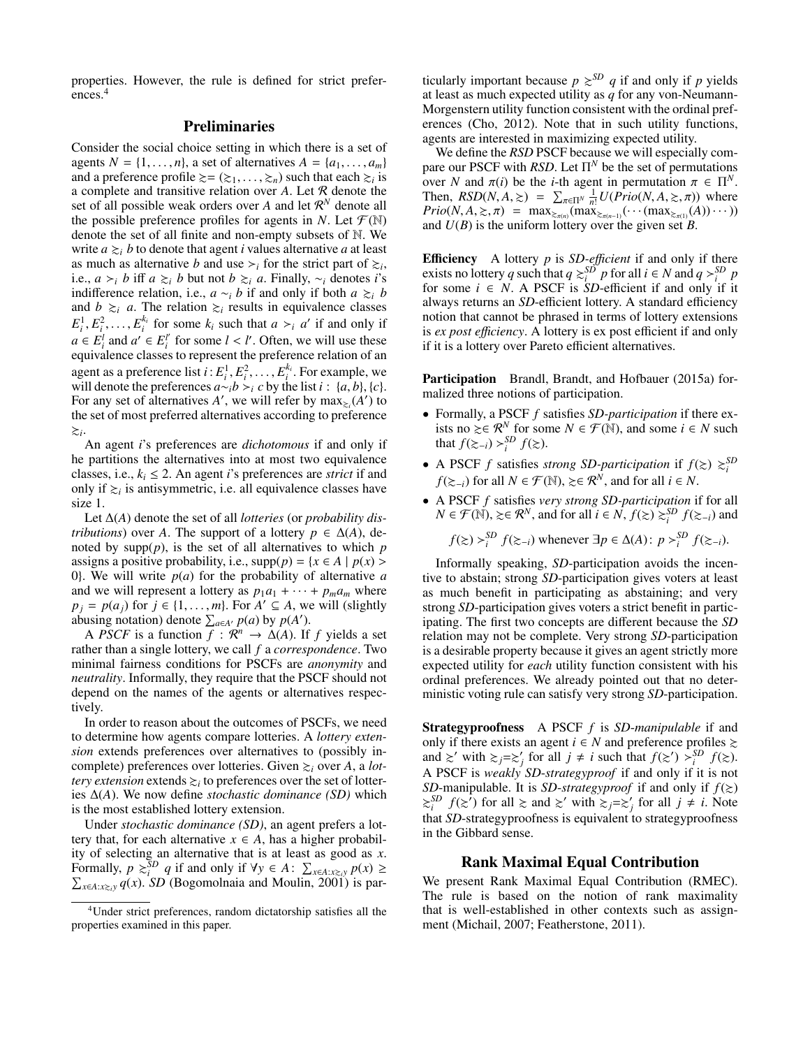properties. However, the rule is defined for strict preferences.[4]

## Preliminaries

Consider the social choice setting in which there is a set of agents $N = \{1, \ldots, n\}$, a set of alternatives $A = \{a_1, \ldots, a_m\}$ and a preference profile $\succsim = (\succsim_1, \ldots, \succsim_n)$ such that each $\succsim_i$ is a complete and transitive relation over $A$. Let $\mathcal{R}$ denote the set of all possible weak orders over $A$ and let $\mathcal{R}^N$ denote all the possible preference profiles for agents in $N$. Let $\mathcal{F}(\mathbb{N})$ denote the set of all finite and non-empty subsets of $\mathbb{N}$. We write $a \succsim_i b$ to denote that agent $i$ values alternative $a$ at least as much as alternative $b$ and use $\succ_i$ for the strict part of $\succsim_i$, i.e., $a \succ_i b$ iff $a \succsim_i b$ but not $b \succsim_i a$. Finally, $\sim_i$ denotes $i$'s indifference relation, i.e., $a \sim_i b$ if and only if both $a \succsim_i b$ and $b \succsim_i a$. The relation $\succsim_i$ results in equivalence classes $E_i^1, E_i^2, \ldots, E_i^{k_i}$ for some $k_i$ such that $a \succ_i a'$ if and only if $a \in E_i^l$ and $a' \in E_i^{l'}$ for some $l < l'$. Often, we will use these equivalence classes to represent the preference relation of an agent as a preference list $i : E_i^1, E_i^2, \ldots, E_i^{k_i}$. For example, we will denote the preferences $a {\sim_i} b \succ_i c$ by the list $i : \{a, b\}, \{c\}$. For any set of alternatives $A'$, we will refer by $\max_{\succsim_i}(A')$ to the set of most preferred alternatives according to preference $\succsim_i$.

An agent $i$'s preferences are *dichotomous* if and only if he partitions the alternatives into at most two equivalence classes, i.e., $k_i \leq 2$. An agent $i$'s preferences are *strict* if and only if $\succsim_i$ is antisymmetric, i.e. all equivalence classes have size 1.

Let $\Delta(A)$ denote the set of all *lotteries* (or *probability distributions*) over $A$. The support of a lottery $p \in \Delta(A)$, denoted by $\text{supp}(p)$, is the set of all alternatives to which $p$ assigns a positive probability, i.e., $\text{supp}(p) = \{x \in A \mid p(x) > 0\}$. We will write $p(a)$ for the probability of alternative $a$ and we will represent a lottery as $p_1 a_1 + \cdots + p_m a_m$ where $p_j = p(a_j)$ for $j \in \{1, \ldots, m\}$. For $A' \subseteq A$, we will (slightly abusing notation) denote $\sum_{a \in A'} p(a)$ by $p(A')$.

A *PSCF* is a function $f : \mathcal{R}^n \to \Delta(A)$. If $f$ yields a set rather than a single lottery, we call $f$ a *correspondence*. Two minimal fairness conditions for PSCFs are *anonymity* and *neutrality*. Informally, they require that the PSCF should not depend on the names of the agents or alternatives respectively.

In order to reason about the outcomes of PSCFs, we need to determine how agents compare lotteries. A *lottery extension* extends preferences over alternatives to (possibly incomplete) preferences over lotteries. Given $\succsim_i$ over $A$, a *lottery extension* extends $\succsim_i$ to preferences over the set of lotteries $\Delta(A)$. We now define *stochastic dominance (SD)* which is the most established lottery extension.

Under *stochastic dominance (SD)*, an agent prefers a lottery that, for each alternative $x \in A$, has a higher probability of selecting an alternative that is at least as good as $x$. Formally, $p \succsim_i^{SD} q$ if and only if $\forall y \in A \colon \sum_{x \in A : x \succsim_i y} p(x) \geq \sum_{x \in A : x \succsim_i y} q(x)$. *SD* (Bogomolnaia and Moulin, 2001) is particularly important because $p \succsim^{SD} q$ if and only if $p$ yields at least as much expected utility as $q$ for any von-Neumann-Morgenstern utility function consistent with the ordinal preferences (Cho, 2012). Note that in such utility functions, agents are interested in maximizing expected utility.

We define the *RSD* PSCF because we will especially compare our PSCF with *RSD*. Let $\Pi^N$ be the set of permutations over $N$ and $\pi(i)$ be the $i$-th agent in permutation $\pi \in \Pi^N$. Then, $RSD(N, A, \succsim) = \sum_{\pi \in \Pi^N} \frac{1}{n!} U(Prio(N, A, \succsim, \pi))$ where $Prio(N, A, \succsim, \pi) = \max_{\succsim_{\pi(n)}}(\max_{\succsim_{\pi(n-1)}}(\cdots(\max_{\succsim_{\pi(1)}}(A))\cdots))$ and $U(B)$ is the uniform lottery over the given set $B$.

**Efficiency** A lottery $p$ is *SD-efficient* if and only if there exists no lottery $q$ such that $q \succsim_i^{SD} p$ for all $i \in N$ and $q \succ_i^{SD} p$ for some $i \in N$. A PSCF is *SD*-efficient if and only if it always returns an *SD*-efficient lottery. A standard efficiency notion that cannot be phrased in terms of lottery extensions is *ex post efficiency*. A lottery is ex post efficient if and only if it is a lottery over Pareto efficient alternatives.

**Participation** Brandl, Brandt, and Hofbauer (2015a) formalized three notions of participation.

- Formally, a PSCF $f$ satisfies *SD-participation* if there exists no $\succsim \in \mathcal{R}^N$ for some $N \in \mathcal{F}(\mathbb{N})$, and some $i \in N$ such that $f(\succsim_{-i}) \succ_i^{SD} f(\succsim)$.
- A PSCF $f$ satisfies *strong SD-participation* if $f(\succsim) \succsim_i^{SD} f(\succsim_{-i})$ for all $N \in \mathcal{F}(\mathbb{N})$, $\succsim \in \mathcal{R}^N$, and for all $i \in N$.
- A PSCF $f$ satisfies *very strong SD-participation* if for all $N \in \mathcal{F}(\mathbb{N})$, $\succsim \in \mathcal{R}^N$, and for all $i \in N$, $f(\succsim) \succsim_i^{SD} f(\succsim_{-i})$ and

  $f(\succsim) \succ_i^{SD} f(\succsim_{-i})$ whenever $\exists p \in \Delta(A) \colon p \succ_i^{SD} f(\succsim_{-i})$.

Informally speaking, *SD*-participation avoids the incentive to abstain; strong *SD*-participation gives voters at least as much benefit in participating as abstaining; and very strong *SD*-participation gives voters a strict benefit in participating. The first two concepts are different because the *SD* relation may not be complete. Very strong *SD*-participation is a desirable property because it gives an agent strictly more expected utility for *each* utility function consistent with his ordinal preferences. We already pointed out that no deterministic voting rule can satisfy very strong *SD*-participation.

**Strategyproofness** A PSCF $f$ is *SD-manipulable* if and only if there exists an agent $i \in N$ and preference profiles $\succsim$ and $\succsim'$ with $\succsim_j = \succsim'_j$ for all $j \neq i$ such that $f(\succsim') \succ_i^{SD} f(\succsim)$. A PSCF is *weakly SD-strategyproof* if and only if it is not *SD*-manipulable. It is *SD-strategyproof* if and only if $f(\succsim) \succsim_i^{SD} f(\succsim')$ for all $\succsim$ and $\succsim'$ with $\succsim_j = \succsim'_j$ for all $j \neq i$. Note that *SD*-strategyproofness is equivalent to strategyproofness in the Gibbard sense.

## Rank Maximal Equal Contribution

We present Rank Maximal Equal Contribution (RMEC). The rule is based on the notion of rank maximality that is well-established in other contexts such as assignment (Michail, 2007; Featherstone, 2011).

[4] Under strict preferences, random dictatorship satisfies all the properties examined in this paper.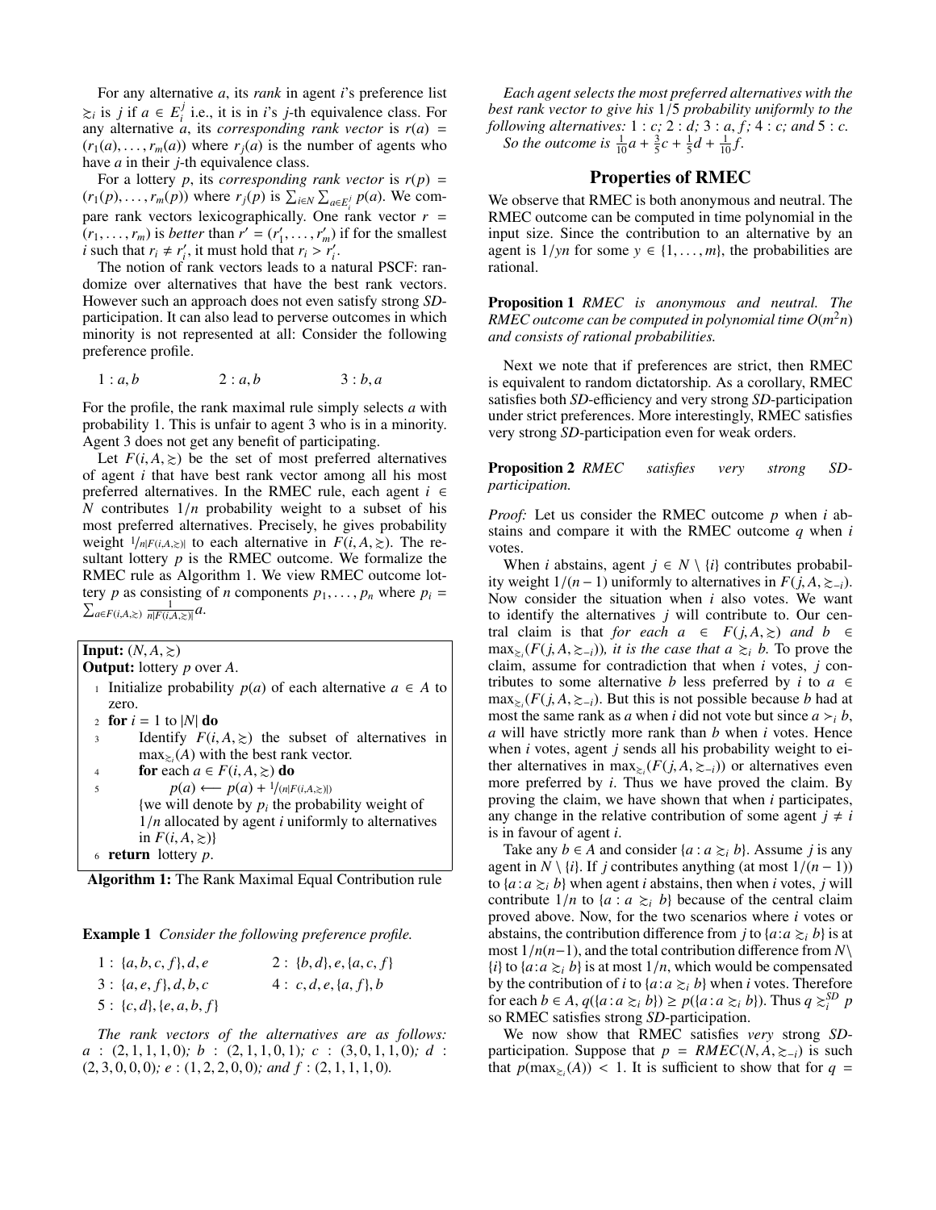For any alternative $a$, its *rank* in agent $i$'s preference list $\succsim_i$ is $j$ if $a \in E_i^j$ i.e., it is in $i$'s $j$-th equivalence class. For any alternative $a$, its *corresponding rank vector* is $r(a) = (r_1(a), \ldots, r_m(a))$ where $r_j(a)$ is the number of agents who have $a$ in their $j$-th equivalence class.

For a lottery $p$, its *corresponding rank vector* is $r(p) = (r_1(p), \ldots, r_m(p))$ where $r_j(p)$ is $\sum_{i \in N} \sum_{a \in E_i^j} p(a)$. We compare rank vectors lexicographically. One rank vector $r = (r_1, \ldots, r_m)$ is *better* than $r' = (r'_1, \ldots, r'_m)$ if for the smallest $i$ such that $r_i \neq r'_i$, it must hold that $r_i > r'_i$.

The notion of rank vectors leads to a natural PSCF: randomize over alternatives that have the best rank vectors. However such an approach does not even satisfy strong *SD*-participation. It can also lead to perverse outcomes in which minority is not represented at all: Consider the following preference profile.

$$1 : a, b \qquad 2 : a, b \qquad 3 : b, a$$

For the profile, the rank maximal rule simply selects $a$ with probability 1. This is unfair to agent 3 who is in a minority. Agent 3 does not get any benefit of participating.

Let $F(i, A, \succsim)$ be the set of most preferred alternatives of agent $i$ that have best rank vector among all his most preferred alternatives. In the RMEC rule, each agent $i \in N$ contributes $1/n$ probability weight to a subset of his most preferred alternatives. Precisely, he gives probability weight ${}^{1}/_{n|F(i,A,\succsim)|}$ to each alternative in $F(i, A, \succsim)$. The resultant lottery $p$ is the RMEC outcome. We formalize the RMEC rule as Algorithm 1. We view RMEC outcome lottery $p$ as consisting of $n$ components $p_1, \ldots, p_n$ where $p_i = \sum_{a \in F(i,A,\succsim)} \frac{1}{n|F(i,A,\succsim)|} a$.

```
Input: (N, A, ≿)
Output: lottery p over A.
1  Initialize probability p(a) of each alternative a ∈ A to
   zero.
2  for i = 1 to |N| do
3      Identify F(i, A, ≿) the subset of alternatives in
       max_{≿_i}(A) with the best rank vector.
4      for each a ∈ F(i, A, ≿) do
5          p(a) ⟵ p(a) + 1/(n|F(i,A,≿)|)
       {we will denote by p_i the probability weight of
       1/n allocated by agent i uniformly to alternatives
       in F(i, A, ≿)}
6  return lottery p.
```

**Algorithm 1:** The Rank Maximal Equal Contribution rule

**Example 1** *Consider the following preference profile.*

$1 : \{a, b, c, f\}, d, e \qquad 2 : \{b, d\}, e, \{a, c, f\}$

$3 : \{a, e, f\}, d, b, c \qquad 4 : c, d, e, \{a, f\}, b$

$5 : \{c, d\}, \{e, a, b, f\}$

*The rank vectors of the alternatives are as follows:* $a : (2, 1, 1, 1, 0)$*;* $b : (2, 1, 1, 0, 1)$*;* $c : (3, 0, 1, 1, 0)$*;* $d : (2, 3, 0, 0, 0)$*;* $e : (1, 2, 2, 0, 0)$*; and* $f : (2, 1, 1, 1, 0)$*.*

*Each agent selects the most preferred alternatives with the best rank vector to give his 1/5 probability uniformly to the following alternatives:* $1 : c$*;* $2 : d$*;* $3 : a, f$*;* $4 : c$*; and* $5 : c$*.*

*So the outcome is* $\frac{1}{10}a + \frac{3}{5}c + \frac{1}{5}d + \frac{1}{10}f$*.*

## Properties of RMEC

We observe that RMEC is both anonymous and neutral. The RMEC outcome can be computed in time polynomial in the input size. Since the contribution to an alternative by an agent is $1/yn$ for some $y \in \{1, \ldots, m\}$, the probabilities are rational.

**Proposition 1** *RMEC is anonymous and neutral. The RMEC outcome can be computed in polynomial time $O(m^2 n)$ and consists of rational probabilities.*

Next we note that if preferences are strict, then RMEC is equivalent to random dictatorship. As a corollary, RMEC satisfies both *SD*-efficiency and very strong *SD*-participation under strict preferences. More interestingly, RMEC satisfies very strong *SD*-participation even for weak orders.

**Proposition 2** *RMEC satisfies very strong SD-participation.*

*Proof:* Let us consider the RMEC outcome $p$ when $i$ abstains and compare it with the RMEC outcome $q$ when $i$ votes.

When $i$ abstains, agent $j \in N \setminus \{i\}$ contributes probability weight $1/(n-1)$ uniformly to alternatives in $F(j, A, \succsim_{-i})$. Now consider the situation when $i$ also votes. We want to identify the alternatives $j$ will contribute to. Our central claim is that *for each $a \in F(j, A, \succsim)$ and $b \in \max_{\succsim_i}(F(j, A, \succsim_{-i}))$, it is the case that $a \succsim_i b$.* To prove the claim, assume for contradiction that when $i$ votes, $j$ contributes to some alternative $b$ less preferred by $i$ to $a \in \max_{\succsim_i}(F(j, A, \succsim_{-i})$. But this is not possible because $b$ had at most the same rank as $a$ when $i$ did not vote but since $a \succ_i b$, $a$ will have strictly more rank than $b$ when $i$ votes. Hence when $i$ votes, agent $j$ sends all his probability weight to either alternatives in $\max_{\succsim_i}(F(j, A, \succsim_{-i}))$ or alternatives even more preferred by $i$. Thus we have proved the claim. By proving the claim, we have shown that when $i$ participates, any change in the relative contribution of some agent $j \neq i$ is in favour of agent $i$.

Take any $b \in A$ and consider $\{a : a \succsim_i b\}$. Assume $j$ is any agent in $N \setminus \{i\}$. If $j$ contributes anything (at most $1/(n-1)$) to $\{a : a \succsim_i b\}$ when agent $i$ abstains, then when $i$ votes, $j$ will contribute $1/n$ to $\{a : a \succsim_i b\}$ because of the central claim proved above. Now, for the two scenarios where $i$ votes or abstains, the contribution difference from $j$ to $\{a : a \succsim_i b\}$ is at most $1/n(n-1)$, and the total contribution difference from $N \setminus \{i\}$ to $\{a : a \succsim_i b\}$ is at most $1/n$, which would be compensated by the contribution of $i$ to $\{a : a \succsim_i b\}$ when $i$ votes. Therefore for each $b \in A$, $q(\{a : a \succsim_i b\}) \geq p(\{a : a \succsim_i b\})$. Thus $q \succsim_i^{SD} p$ so RMEC satisfies strong *SD*-participation.

We now show that RMEC satisfies *very* strong *SD*-participation. Suppose that $p = RMEC(N, A, \succsim_{-i})$ is such that $p(\max_{\succsim_i}(A)) < 1$. It is sufficient to show that for $q =$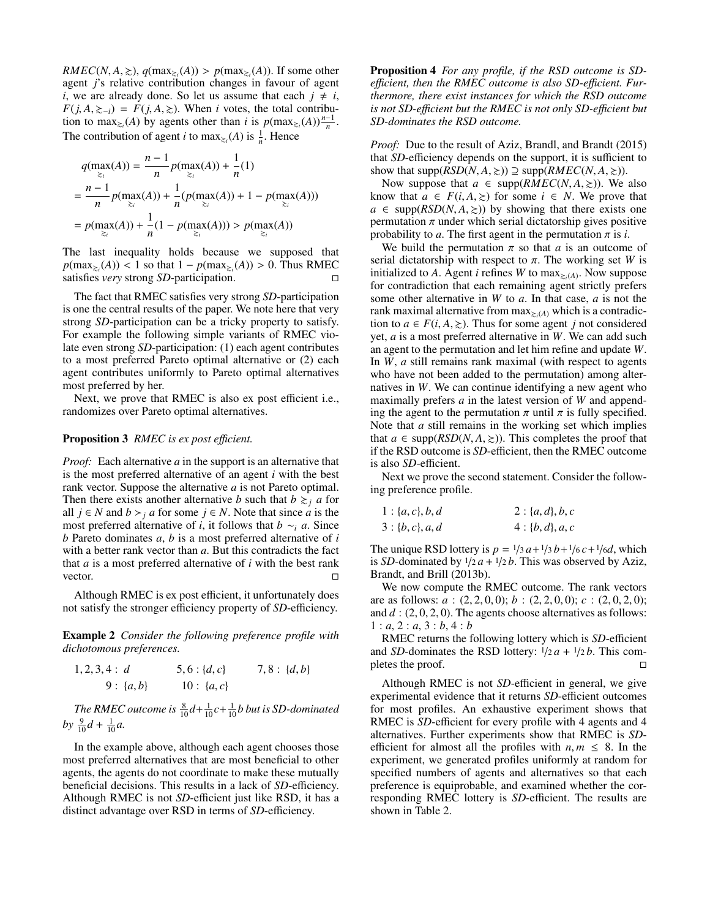$RMEC(N, A, \succsim)$, $q(\max_{\succsim_i}(A)) > p(\max_{\succsim_i}(A))$. If some other agent $j$'s relative contribution changes in favour of agent $i$, we are already done. So let us assume that each $j \neq i$, $F(j, A, \succsim_{-i}) = F(j, A, \succsim)$. When $i$ votes, the total contribution to $\max_{\succsim_i}(A)$ by agents other than $i$ is $p(\max_{\succsim_i}(A))\frac{n-1}{n}$. The contribution of agent $i$ to $\max_{\succsim_i}(A)$ is $\frac{1}{n}$. Hence

$$
\begin{aligned}
& q(\max_{\succsim_i}(A)) = \frac{n-1}{n} p(\max_{\succsim_i}(A)) + \frac{1}{n}(1) \\
&= \frac{n-1}{n} p(\max_{\succsim_i}(A)) + \frac{1}{n}(p(\max_{\succsim_i}(A)) + 1 - p(\max_{\succsim_i}(A))) \\
&= p(\max_{\succsim_i}(A)) + \frac{1}{n}(1 - p(\max_{\succsim_i}(A))) > p(\max_{\succsim_i}(A))
\end{aligned}
$$

The last inequality holds because we supposed that $p(\max_{\succsim_i}(A)) < 1$ so that $1 - p(\max_{\succsim_i}(A)) > 0$. Thus RMEC satisfies *very* strong *SD*-participation. □

The fact that RMEC satisfies very strong *SD*-participation is one the central results of the paper. We note here that very strong *SD*-participation can be a tricky property to satisfy. For example the following simple variants of RMEC violate even strong *SD*-participation: (1) each agent contributes to a most preferred Pareto optimal alternative or (2) each agent contributes uniformly to Pareto optimal alternatives most preferred by her.

Next, we prove that RMEC is also ex post efficient i.e., randomizes over Pareto optimal alternatives.

**Proposition 3** *RMEC is ex post efficient.*

*Proof:* Each alternative $a$ in the support is an alternative that is the most preferred alternative of an agent $i$ with the best rank vector. Suppose the alternative $a$ is not Pareto optimal. Then there exists another alternative $b$ such that $b \succsim_j a$ for all $j \in N$ and $b \succ_j a$ for some $j \in N$. Note that since $a$ is the most preferred alternative of $i$, it follows that $b \sim_i a$. Since $b$ Pareto dominates $a$, $b$ is a most preferred alternative of $i$ with a better rank vector than $a$. But this contradicts the fact that $a$ is a most preferred alternative of $i$ with the best rank vector. □

Although RMEC is ex post efficient, it unfortunately does not satisfy the stronger efficiency property of *SD*-efficiency.

**Example 2** *Consider the following preference profile with dichotomous preferences.*

| | | |
|---|---|---|
| $1, 2, 3, 4:\ d$ | $5, 6:\ \{d, c\}$ | $7, 8:\ \{d, b\}$ |
| $9:\ \{a, b\}$ | $10:\ \{a, c\}$ | |

*The RMEC outcome is $\frac{8}{10}d + \frac{1}{10}c + \frac{1}{10}b$ but is SD-dominated by $\frac{9}{10}d + \frac{1}{10}a$.*

In the example above, although each agent chooses those most preferred alternatives that are most beneficial to other agents, the agents do not coordinate to make these mutually beneficial decisions. This results in a lack of *SD*-efficiency. Although RMEC is not *SD*-efficient just like RSD, it has a distinct advantage over RSD in terms of *SD*-efficiency.

**Proposition 4** *For any profile, if the RSD outcome is SD-efficient, then the RMEC outcome is also SD-efficient. Furthermore, there exist instances for which the RSD outcome is not SD-efficient but the RMEC is not only SD-efficient but SD-dominates the RSD outcome.*

*Proof:* Due to the result of Aziz, Brandl, and Brandt (2015) that *SD*-efficiency depends on the support, it is sufficient to show that $\text{supp}(RSD(N, A, \succsim)) \supseteq \text{supp}(RMEC(N, A, \succsim))$.

Now suppose that $a \in \text{supp}(RMEC(N, A, \succsim))$. We also know that $a \in F(i, A, \succsim)$ for some $i \in N$. We prove that $a \in \text{supp}(RSD(N, A, \succsim))$ by showing that there exists one permutation $\pi$ under which serial dictatorship gives positive probability to $a$. The first agent in the permutation $\pi$ is $i$.

We build the permutation $\pi$ so that $a$ is an outcome of serial dictatorship with respect to $\pi$. The working set $W$ is initialized to $A$. Agent $i$ refines $W$ to $\max_{\succsim_i(A)}$. Now suppose for contradiction that each remaining agent strictly prefers some other alternative in $W$ to $a$. In that case, $a$ is not the rank maximal alternative from $\max_{\succsim_i(A)}$ which is a contradiction to $a \in F(i, A, \succsim)$. Thus for some agent $j$ not considered yet, $a$ is a most preferred alternative in $W$. We can add such an agent to the permutation and let him refine and update $W$. In $W$, $a$ still remains rank maximal (with respect to agents who have not been added to the permutation) among alternatives in $W$. We can continue identifying a new agent who maximally prefers $a$ in the latest version of $W$ and appending the agent to the permutation $\pi$ until $\pi$ is fully specified. Note that $a$ still remains in the working set which implies that $a \in \text{supp}(RSD(N, A, \succsim))$. This completes the proof that if the RSD outcome is *SD*-efficient, then the RMEC outcome is also *SD*-efficient.

Next we prove the second statement. Consider the following preference profile.

| | |
|---|---|
| $1: \{a, c\}, b, d$ | $2: \{a, d\}, b, c$ |
| $3: \{b, c\}, a, d$ | $4: \{b, d\}, a, c$ |

The unique RSD lottery is $p = 1/3\, a + 1/3\, b + 1/6\, c + 1/6 d$, which is *SD*-dominated by $1/2\, a + 1/2\, b$. This was observed by Aziz, Brandt, and Brill (2013b).

We now compute the RMEC outcome. The rank vectors are as follows: $a: (2, 2, 0, 0)$; $b: (2, 2, 0, 0)$; $c: (2, 0, 2, 0)$; and $d: (2, 0, 2, 0)$. The agents choose alternatives as follows: $1: a$, $2: a$, $3: b$, $4: b$

RMEC returns the following lottery which is *SD*-efficient and *SD*-dominates the RSD lottery: $1/2\, a + 1/2\, b$. This completes the proof. □

Although RMEC is not *SD*-efficient in general, we give experimental evidence that it returns *SD*-efficient outcomes for most profiles. An exhaustive experiment shows that RMEC is *SD*-efficient for every profile with 4 agents and 4 alternatives. Further experiments show that RMEC is *SD*-efficient for almost all the profiles with $n, m \leq 8$. In the experiment, we generated profiles uniformly at random for specified numbers of agents and alternatives so that each preference is equiprobable, and examined whether the corresponding RMEC lottery is *SD*-efficient. The results are shown in Table 2.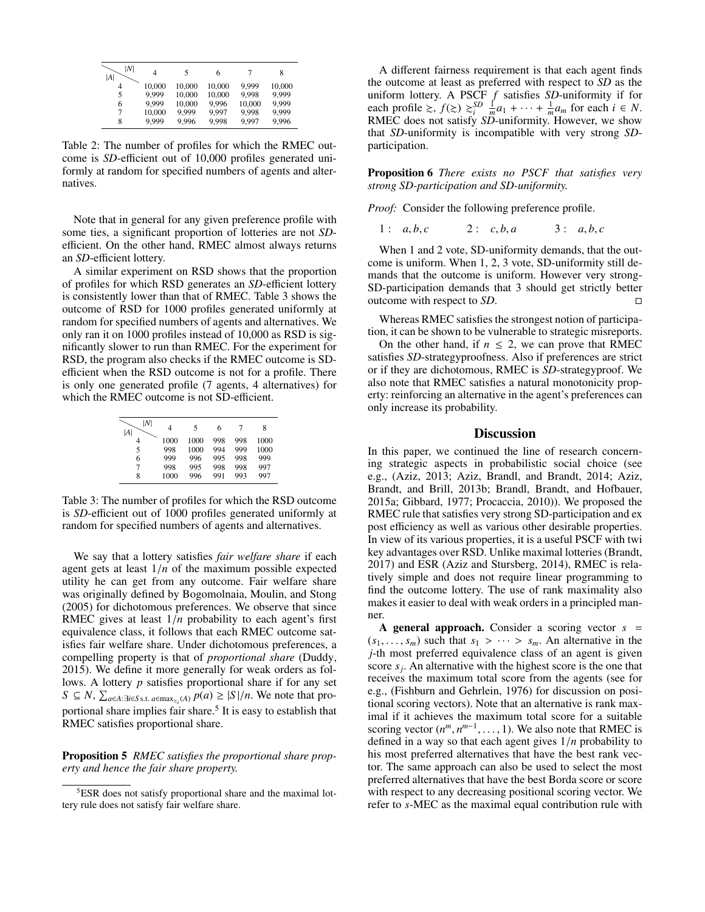| $\|A\|$ \ $\|N\|$ | 4 | 5 | 6 | 7 | 8 |
|---|---|---|---|---|---|
| 4 | 10,000 | 10,000 | 10,000 | 9,999 | 10,000 |
| 5 | 9,999 | 10,000 | 10,000 | 9,998 | 9,999 |
| 6 | 9,999 | 10,000 | 9,996 | 10,000 | 9,999 |
| 7 | 10,000 | 9,999 | 9,997 | 9,998 | 9,999 |
| 8 | 9,999 | 9,996 | 9,998 | 9,997 | 9,996 |

Table 2: The number of profiles for which the RMEC outcome is *SD*-efficient out of 10,000 profiles generated uniformly at random for specified numbers of agents and alternatives.

Note that in general for any given preference profile with some ties, a significant proportion of lotteries are not *SD*-efficient. On the other hand, RMEC almost always returns an *SD*-efficient lottery.

A similar experiment on RSD shows that the proportion of profiles for which RSD generates an *SD*-efficient lottery is consistently lower than that of RMEC. Table 3 shows the outcome of RSD for 1000 profiles generated uniformly at random for specified numbers of agents and alternatives. We only ran it on 1000 profiles instead of 10,000 as RSD is significantly slower to run than RMEC. For the experiment for RSD, the program also checks if the RMEC outcome is SD-efficient when the RSD outcome is not for a profile. There is only one generated profile (7 agents, 4 alternatives) for which the RMEC outcome is not SD-efficient.

| $\|A\|$ \ $\|N\|$ | 4 | 5 | 6 | 7 | 8 |
|---|---|---|---|---|---|
| 4 | 1000 | 1000 | 998 | 998 | 1000 |
| 5 | 998 | 1000 | 994 | 999 | 1000 |
| 6 | 999 | 996 | 995 | 998 | 999 |
| 7 | 998 | 995 | 998 | 998 | 997 |
| 8 | 1000 | 996 | 991 | 993 | 997 |

Table 3: The number of profiles for which the RSD outcome is *SD*-efficient out of 1000 profiles generated uniformly at random for specified numbers of agents and alternatives.

We say that a lottery satisfies *fair welfare share* if each agent gets at least $1/n$ of the maximum possible expected utility he can get from any outcome. Fair welfare share was originally defined by Bogomolnaia, Moulin, and Stong (2005) for dichotomous preferences. We observe that since RMEC gives at least $1/n$ probability to each agent's first equivalence class, it follows that each RMEC outcome satisfies fair welfare share. Under dichotomous preferences, a compelling property is that of *proportional share* (Duddy, 2015). We define it more generally for weak orders as follows. A lottery $p$ satisfies proportional share if for any set $S \subseteq N$, $\sum_{a \in A: \exists i \in S \text{ s.t. } a \in \max_{\succsim_i}(A)} p(a) \geq |S|/n$. We note that proportional share implies fair share.[5] It is easy to establish that RMEC satisfies proportional share.

**Proposition 5** *RMEC satisfies the proportional share property and hence the fair share property.*

A different fairness requirement is that each agent finds the outcome at least as preferred with respect to *SD* as the uniform lottery. A PSCF $f$ satisfies *SD*-uniformity if for each profile $\succsim$, $f(\succsim) \succsim_i^{SD} \frac{1}{m}a_1 + \cdots + \frac{1}{m}a_m$ for each $i \in N$. RMEC does not satisfy *SD*-uniformity. However, we show that *SD*-uniformity is incompatible with very strong *SD*-participation.

**Proposition 6** *There exists no PSCF that satisfies very strong SD-participation and SD-uniformity.*

*Proof:* Consider the following preference profile.

$1: \ a, b, c \qquad 2: \ c, b, a \qquad 3: \ a, b, c$

When 1 and 2 vote, SD-uniformity demands, that the outcome is uniform. When 1, 2, 3 vote, SD-uniformity still demands that the outcome is uniform. However very strong-SD-participation demands that 3 should get strictly better outcome with respect to *SD*. □

Whereas RMEC satisfies the strongest notion of participation, it can be shown to be vulnerable to strategic misreports.

On the other hand, if $n \leq 2$, we can prove that RMEC satisfies *SD*-strategyproofness. Also if preferences are strict or if they are dichotomous, RMEC is *SD*-strategyproof. We also note that RMEC satisfies a natural monotonicity property: reinforcing an alternative in the agent's preferences can only increase its probability.

## Discussion

In this paper, we continued the line of research concerning strategic aspects in probabilistic social choice (see e.g., (Aziz, 2013; Aziz, Brandl, and Brandt, 2014; Aziz, Brandt, and Brill, 2013b; Brandl, Brandt, and Hofbauer, 2015a; Gibbard, 1977; Procaccia, 2010)). We proposed the RMEC rule that satisfies very strong SD-participation and ex post efficiency as well as various other desirable properties. In view of its various properties, it is a useful PSCF with twi key advantages over RSD. Unlike maximal lotteries (Brandt, 2017) and ESR (Aziz and Stursberg, 2014), RMEC is relatively simple and does not require linear programming to find the outcome lottery. The use of rank maximality also makes it easier to deal with weak orders in a principled manner.

**A general approach.** Consider a scoring vector $s = (s_1, \ldots, s_m)$ such that $s_1 > \cdots > s_m$. An alternative in the $j$-th most preferred equivalence class of an agent is given score $s_j$. An alternative with the highest score is the one that receives the maximum total score from the agents (see for e.g., (Fishburn and Gehrlein, 1976) for discussion on positional scoring vectors). Note that an alternative is rank maximal if it achieves the maximum total score for a suitable scoring vector $(n^m, n^{m-1}, \ldots, 1)$. We also note that RMEC is defined in a way so that each agent gives $1/n$ probability to his most preferred alternatives that have the best rank vector. The same approach can also be used to select the most preferred alternatives that have the best Borda score or score with respect to any decreasing positional scoring vector. We refer to $s$-MEC as the maximal equal contribution rule with

[5] ESR does not satisfy proportional share and the maximal lottery rule does not satisfy fair welfare share.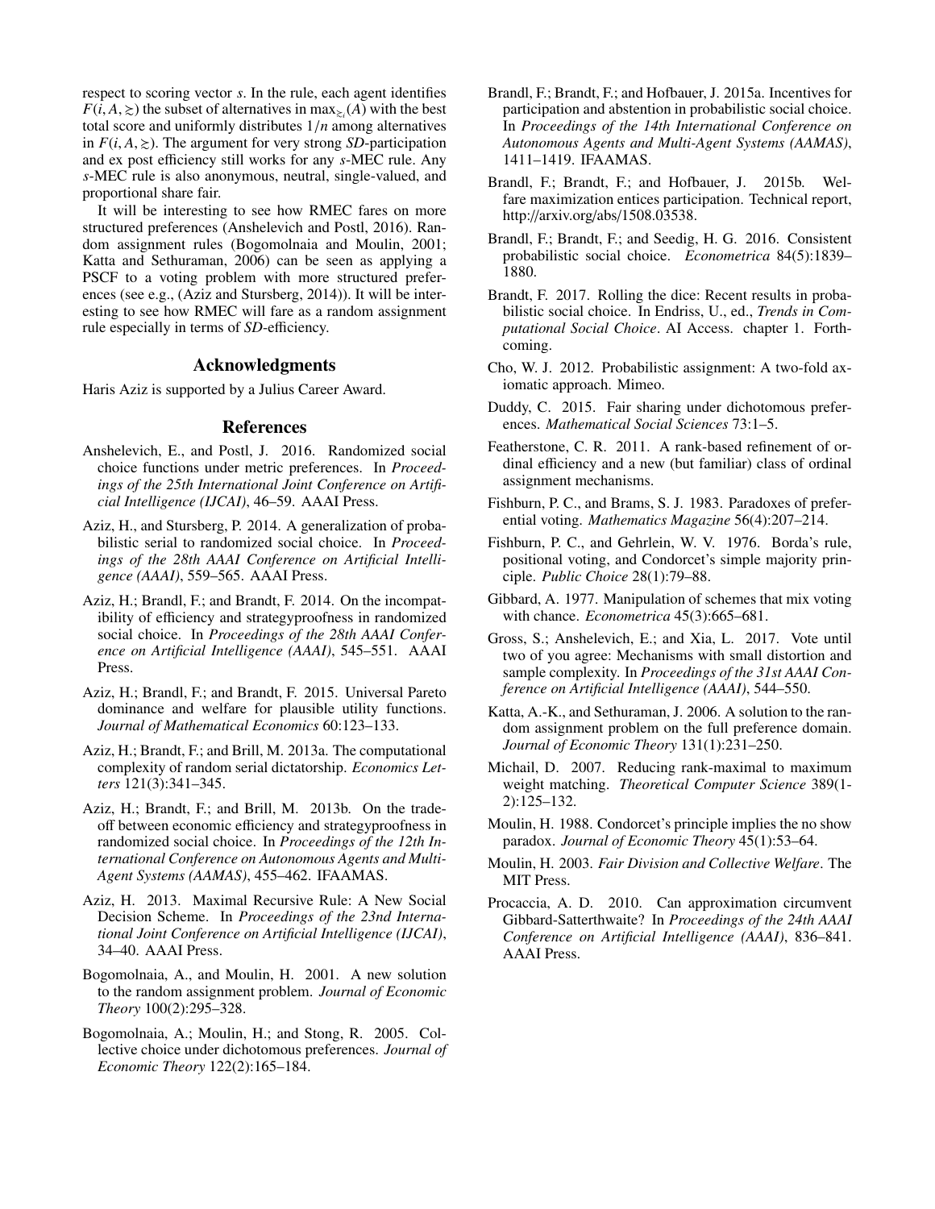respect to scoring vector $s$. In the rule, each agent identifies $F(i, A, \succsim)$ the subset of alternatives in $\max_{\succsim_i}(A)$ with the best total score and uniformly distributes $1/n$ among alternatives in $F(i, A, \succsim)$. The argument for very strong *SD*-participation and ex post efficiency still works for any $s$-MEC rule. Any $s$-MEC rule is also anonymous, neutral, single-valued, and proportional share fair.

It will be interesting to see how RMEC fares on more structured preferences (Anshelevich and Postl, 2016). Random assignment rules (Bogomolnaia and Moulin, 2001; Katta and Sethuraman, 2006) can be seen as applying a PSCF to a voting problem with more structured preferences (see e.g., (Aziz and Stursberg, 2014)). It will be interesting to see how RMEC will fare as a random assignment rule especially in terms of *SD*-efficiency.

## Acknowledgments

Haris Aziz is supported by a Julius Career Award.

## References

Anshelevich, E., and Postl, J. 2016. Randomized social choice functions under metric preferences. In *Proceedings of the 25th International Joint Conference on Artificial Intelligence (IJCAI)*, 46–59. AAAI Press.

Aziz, H., and Stursberg, P. 2014. A generalization of probabilistic serial to randomized social choice. In *Proceedings of the 28th AAAI Conference on Artificial Intelligence (AAAI)*, 559–565. AAAI Press.

Aziz, H.; Brandl, F.; and Brandt, F. 2014. On the incompatibility of efficiency and strategyproofness in randomized social choice. In *Proceedings of the 28th AAAI Conference on Artificial Intelligence (AAAI)*, 545–551. AAAI Press.

Aziz, H.; Brandl, F.; and Brandt, F. 2015. Universal Pareto dominance and welfare for plausible utility functions. *Journal of Mathematical Economics* 60:123–133.

Aziz, H.; Brandt, F.; and Brill, M. 2013a. The computational complexity of random serial dictatorship. *Economics Letters* 121(3):341–345.

Aziz, H.; Brandt, F.; and Brill, M. 2013b. On the tradeoff between economic efficiency and strategyproofness in randomized social choice. In *Proceedings of the 12th International Conference on Autonomous Agents and Multi-Agent Systems (AAMAS)*, 455–462. IFAAMAS.

Aziz, H. 2013. Maximal Recursive Rule: A New Social Decision Scheme. In *Proceedings of the 23nd International Joint Conference on Artificial Intelligence (IJCAI)*, 34–40. AAAI Press.

Bogomolnaia, A., and Moulin, H. 2001. A new solution to the random assignment problem. *Journal of Economic Theory* 100(2):295–328.

Bogomolnaia, A.; Moulin, H.; and Stong, R. 2005. Collective choice under dichotomous preferences. *Journal of Economic Theory* 122(2):165–184.

Brandl, F.; Brandt, F.; and Hofbauer, J. 2015a. Incentives for participation and abstention in probabilistic social choice. In *Proceedings of the 14th International Conference on Autonomous Agents and Multi-Agent Systems (AAMAS)*, 1411–1419. IFAAMAS.

Brandl, F.; Brandt, F.; and Hofbauer, J. 2015b. Welfare maximization entices participation. Technical report, http://arxiv.org/abs/1508.03538.

Brandl, F.; Brandt, F.; and Seedig, H. G. 2016. Consistent probabilistic social choice. *Econometrica* 84(5):1839–1880.

Brandt, F. 2017. Rolling the dice: Recent results in probabilistic social choice. In Endriss, U., ed., *Trends in Computational Social Choice*. AI Access. chapter 1. Forthcoming.

Cho, W. J. 2012. Probabilistic assignment: A two-fold axiomatic approach. Mimeo.

Duddy, C. 2015. Fair sharing under dichotomous preferences. *Mathematical Social Sciences* 73:1–5.

Featherstone, C. R. 2011. A rank-based refinement of ordinal efficiency and a new (but familiar) class of ordinal assignment mechanisms.

Fishburn, P. C., and Brams, S. J. 1983. Paradoxes of preferential voting. *Mathematics Magazine* 56(4):207–214.

Fishburn, P. C., and Gehrlein, W. V. 1976. Borda's rule, positional voting, and Condorcet's simple majority principle. *Public Choice* 28(1):79–88.

Gibbard, A. 1977. Manipulation of schemes that mix voting with chance. *Econometrica* 45(3):665–681.

Gross, S.; Anshelevich, E.; and Xia, L. 2017. Vote until two of you agree: Mechanisms with small distortion and sample complexity. In *Proceedings of the 31st AAAI Conference on Artificial Intelligence (AAAI)*, 544–550.

Katta, A.-K., and Sethuraman, J. 2006. A solution to the random assignment problem on the full preference domain. *Journal of Economic Theory* 131(1):231–250.

Michail, D. 2007. Reducing rank-maximal to maximum weight matching. *Theoretical Computer Science* 389(1-2):125–132.

Moulin, H. 1988. Condorcet's principle implies the no show paradox. *Journal of Economic Theory* 45(1):53–64.

Moulin, H. 2003. *Fair Division and Collective Welfare*. The MIT Press.

Procaccia, A. D. 2010. Can approximation circumvent Gibbard-Satterthwaite? In *Proceedings of the 24th AAAI Conference on Artificial Intelligence (AAAI)*, 836–841. AAAI Press.